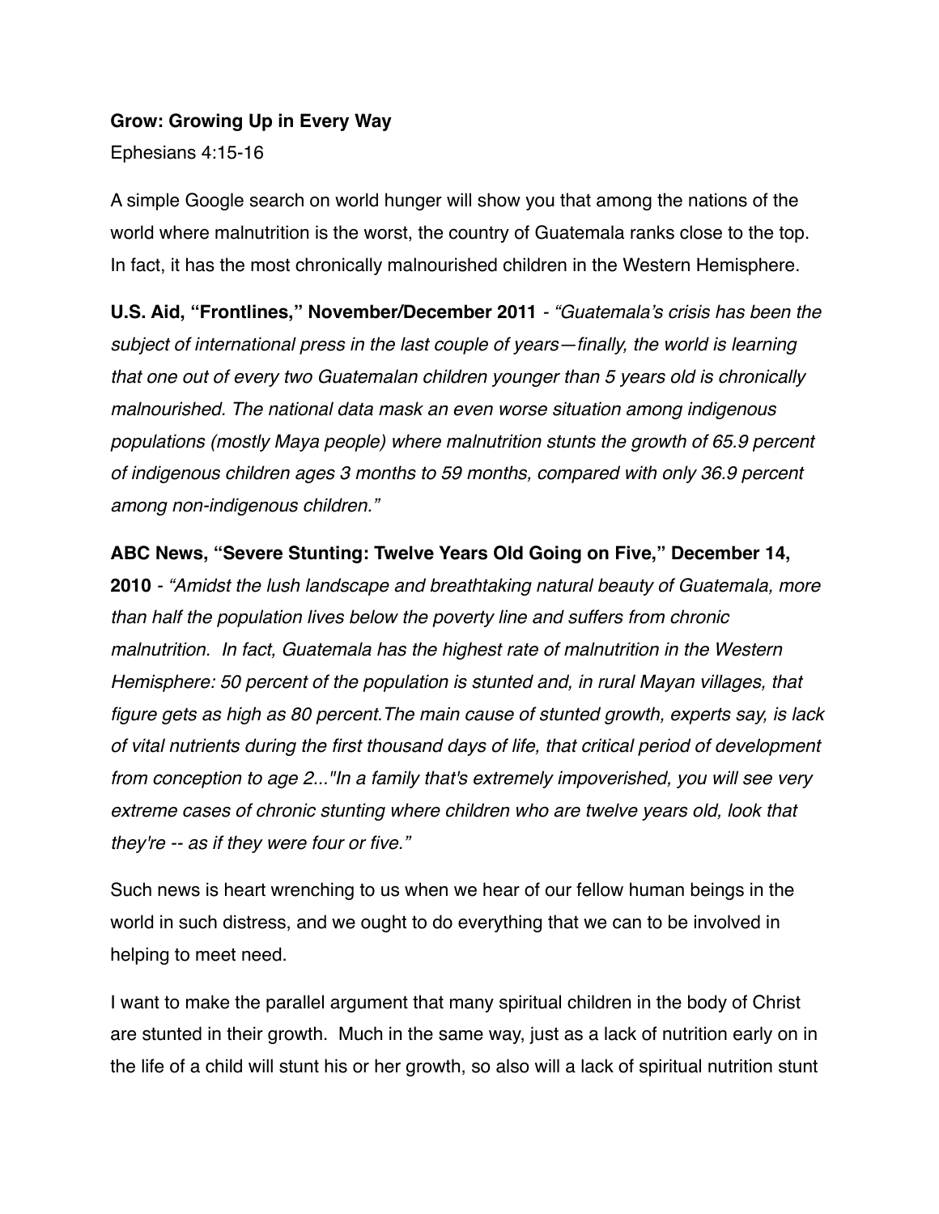**Grow: Growing Up in Every Way**

Ephesians 4:15-16

A simple Google search on world hunger will show you that among the nations of the world where malnutrition is the worst, the country of Guatemala ranks close to the top. In fact, it has the most chronically malnourished children in the Western Hemisphere.

**U.S. Aid, "Frontlines," November/December 2011** - *"Guatemala's crisis has been the subject of international press in the last couple of years—finally, the world is learning that one out of every two Guatemalan children younger than 5 years old is chronically malnourished. The national data mask an even worse situation among indigenous populations (mostly Maya people) where malnutrition stunts the growth of 65.9 percent of indigenous children ages 3 months to 59 months, compared with only 36.9 percent among non-indigenous children."*

**ABC News, "Severe Stunting: Twelve Years Old Going on Five," December 14, 2010** - *"Amidst the lush landscape and breathtaking natural beauty of Guatemala, more than half the population lives below the poverty line and suffers from chronic malnutrition. In fact, Guatemala has the highest rate of malnutrition in the Western Hemisphere: 50 percent of the population is stunted and, in rural Mayan villages, that figure gets as high as 80 percent.The main cause of stunted growth, experts say, is lack of vital nutrients during the first thousand days of life, that critical period of development from conception to age 2..."In a family that's extremely impoverished, you will see very extreme cases of chronic stunting where children who are twelve years old, look that they're -- as if they were four or five."*

Such news is heart wrenching to us when we hear of our fellow human beings in the world in such distress, and we ought to do everything that we can to be involved in helping to meet need.

I want to make the parallel argument that many spiritual children in the body of Christ are stunted in their growth. Much in the same way, just as a lack of nutrition early on in the life of a child will stunt his or her growth, so also will a lack of spiritual nutrition stunt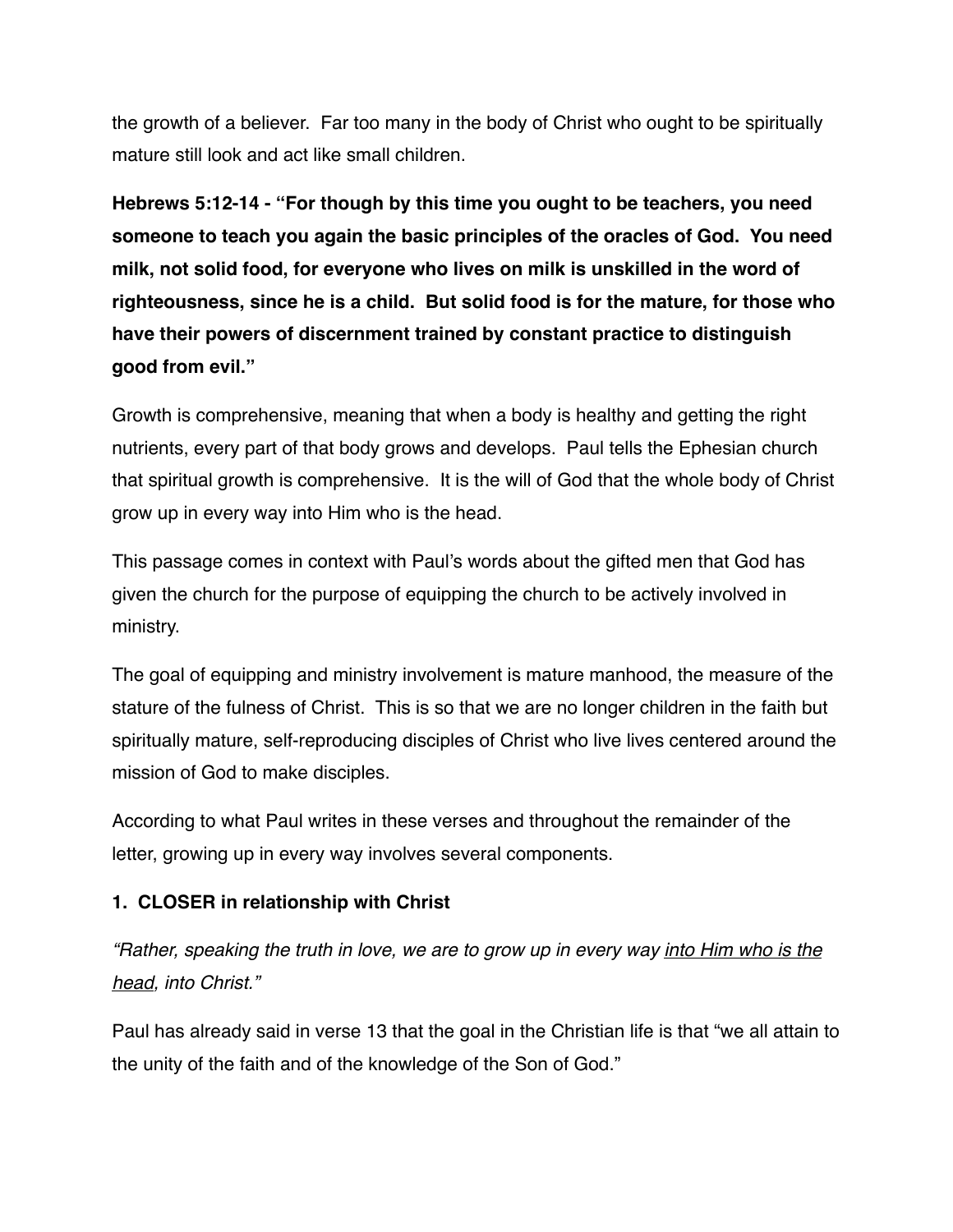the growth of a believer. Far too many in the body of Christ who ought to be spiritually mature still look and act like small children.

**Hebrews 5:12-14 - "For though by this time you ought to be teachers, you need someone to teach you again the basic principles of the oracles of God. You need milk, not solid food, for everyone who lives on milk is unskilled in the word of righteousness, since he is a child. But solid food is for the mature, for those who have their powers of discernment trained by constant practice to distinguish good from evil."**

Growth is comprehensive, meaning that when a body is healthy and getting the right nutrients, every part of that body grows and develops. Paul tells the Ephesian church that spiritual growth is comprehensive. It is the will of God that the whole body of Christ grow up in every way into Him who is the head.

This passage comes in context with Paul's words about the gifted men that God has given the church for the purpose of equipping the church to be actively involved in ministry.

The goal of equipping and ministry involvement is mature manhood, the measure of the stature of the fulness of Christ. This is so that we are no longer children in the faith but spiritually mature, self-reproducing disciples of Christ who live lives centered around the mission of God to make disciples.

According to what Paul writes in these verses and throughout the remainder of the letter, growing up in every way involves several components.

**1. CLOSER in relationship with Christ**

*"Rather, speaking the truth in love, we are to grow up in every way <u>into Him who is the head</u>, into Christ."*

Paul has already said in verse 13 that the goal in the Christian life is that "we all attain to the unity of the faith and of the knowledge of the Son of God."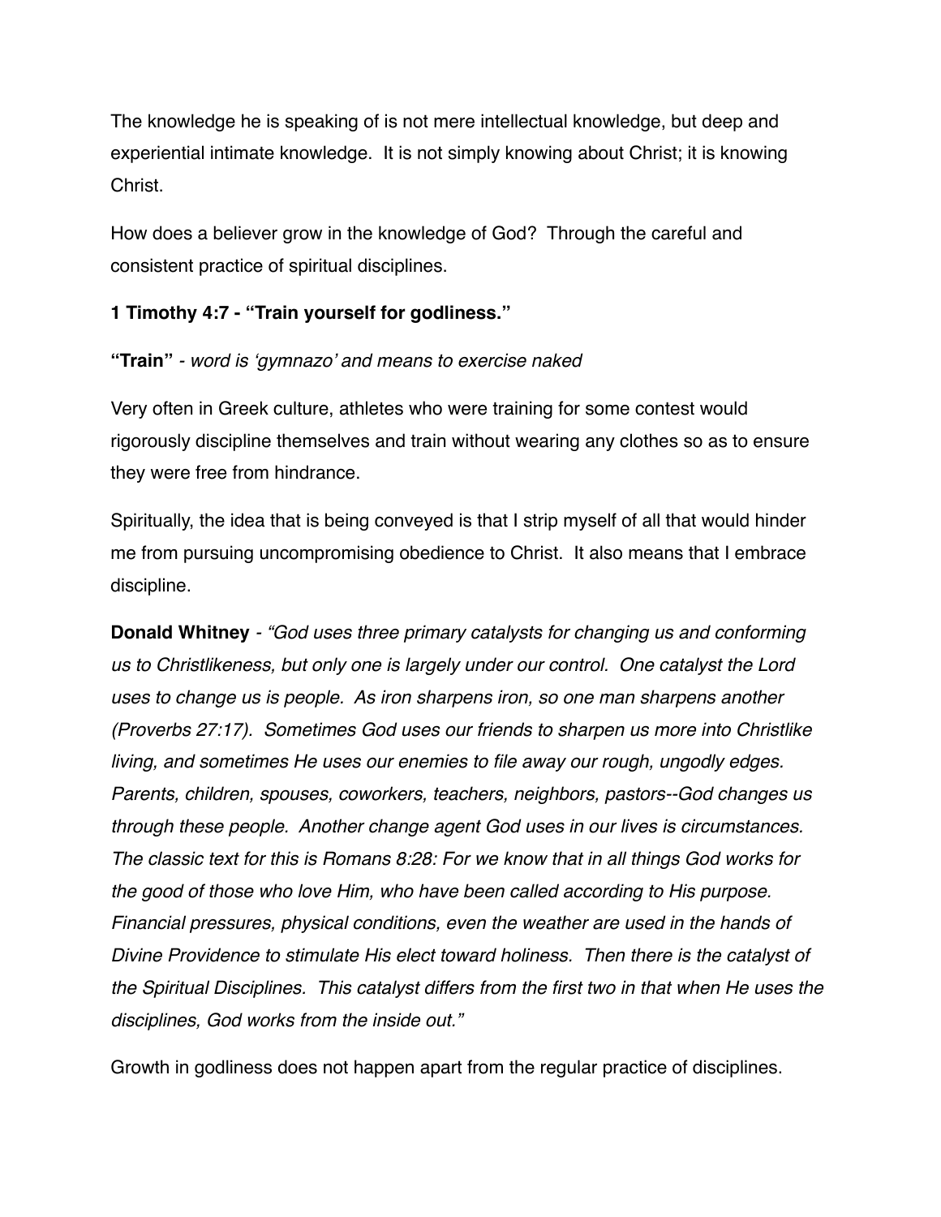The knowledge he is speaking of is not mere intellectual knowledge, but deep and experiential intimate knowledge.  It is not simply knowing about Christ; it is knowing Christ.

How does a believer grow in the knowledge of God?  Through the careful and consistent practice of spiritual disciplines.

**1 Timothy 4:7 - "Train yourself for godliness."**

**"Train"** *- word is 'gymnazo' and means to exercise naked*

Very often in Greek culture, athletes who were training for some contest would rigorously discipline themselves and train without wearing any clothes so as to ensure they were free from hindrance.

Spiritually, the idea that is being conveyed is that I strip myself of all that would hinder me from pursuing uncompromising obedience to Christ.  It also means that I embrace discipline.

**Donald Whitney** - *"God uses three primary catalysts for changing us and conforming us to Christlikeness, but only one is largely under our control.  One catalyst the Lord uses to change us is people.  As iron sharpens iron, so one man sharpens another (Proverbs 27:17).  Sometimes God uses our friends to sharpen us more into Christlike living, and sometimes He uses our enemies to file away our rough, ungodly edges.  Parents, children, spouses, coworkers, teachers, neighbors, pastors--God changes us through these people.  Another change agent God uses in our lives is circumstances.  The classic text for this is Romans 8:28: For we know that in all things God works for the good of those who love Him, who have been called according to His purpose.  Financial pressures, physical conditions, even the weather are used in the hands of Divine Providence to stimulate His elect toward holiness.  Then there is the catalyst of the Spiritual Disciplines.  This catalyst differs from the first two in that when He uses the disciplines, God works from the inside out."*

Growth in godliness does not happen apart from the regular practice of disciplines.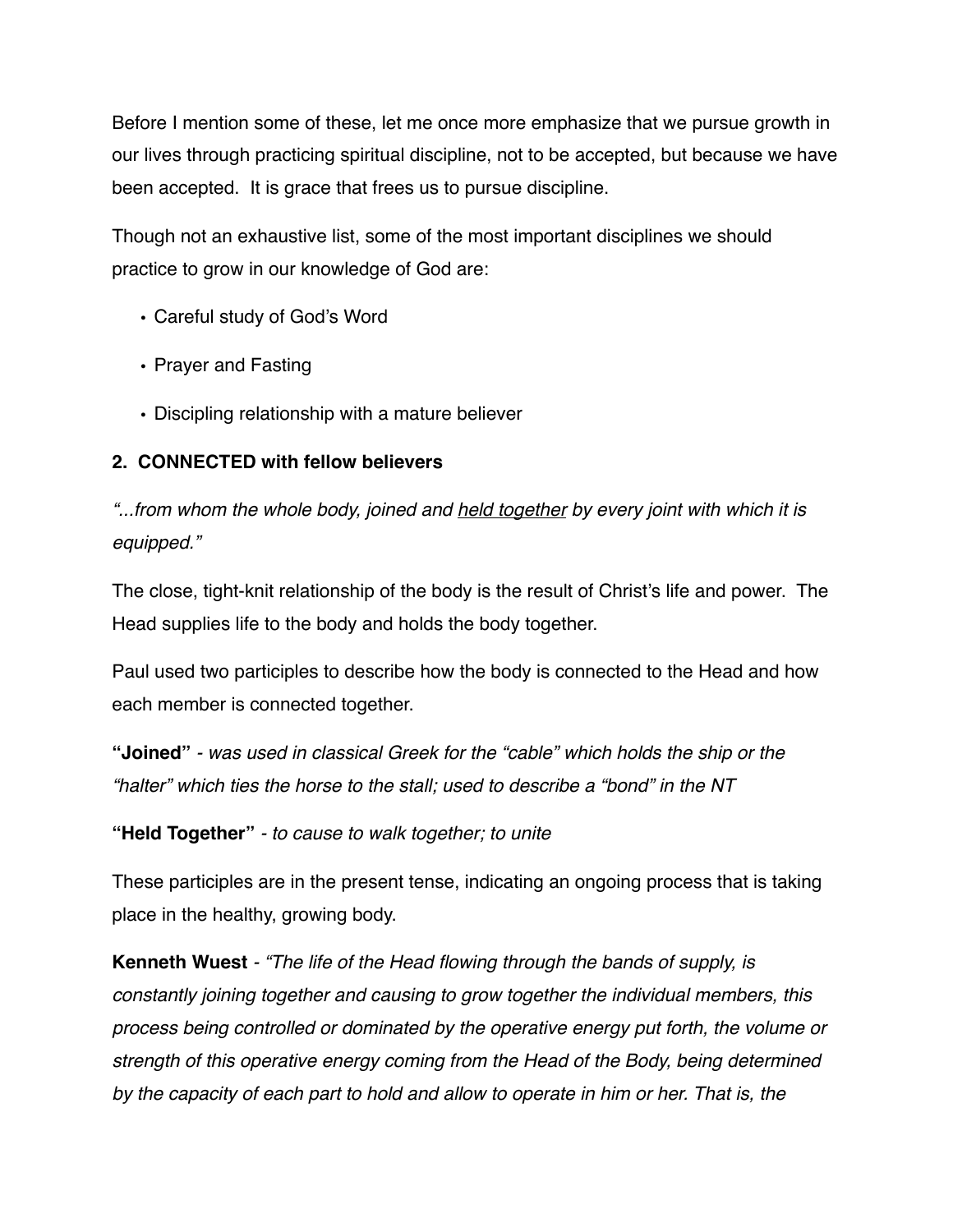Before I mention some of these, let me once more emphasize that we pursue growth in our lives through practicing spiritual discipline, not to be accepted, but because we have been accepted. It is grace that frees us to pursue discipline.

Though not an exhaustive list, some of the most important disciplines we should practice to grow in our knowledge of God are:

- Careful study of God's Word
- Prayer and Fasting
- Discipling relationship with a mature believer

**2. CONNECTED with fellow believers**

*"...from whom the whole body, joined and <u>held together</u> by every joint with which it is equipped."*

The close, tight-knit relationship of the body is the result of Christ's life and power. The Head supplies life to the body and holds the body together.

Paul used two participles to describe how the body is connected to the Head and how each member is connected together.

**"Joined"** *- was used in classical Greek for the "cable" which holds the ship or the "halter" which ties the horse to the stall; used to describe a "bond" in the NT*

**"Held Together"** *- to cause to walk together; to unite*

These participles are in the present tense, indicating an ongoing process that is taking place in the healthy, growing body.

**Kenneth Wuest** - *"The life of the Head flowing through the bands of supply, is constantly joining together and causing to grow together the individual members, this process being controlled or dominated by the operative energy put forth, the volume or strength of this operative energy coming from the Head of the Body, being determined by the capacity of each part to hold and allow to operate in him or her. That is, the*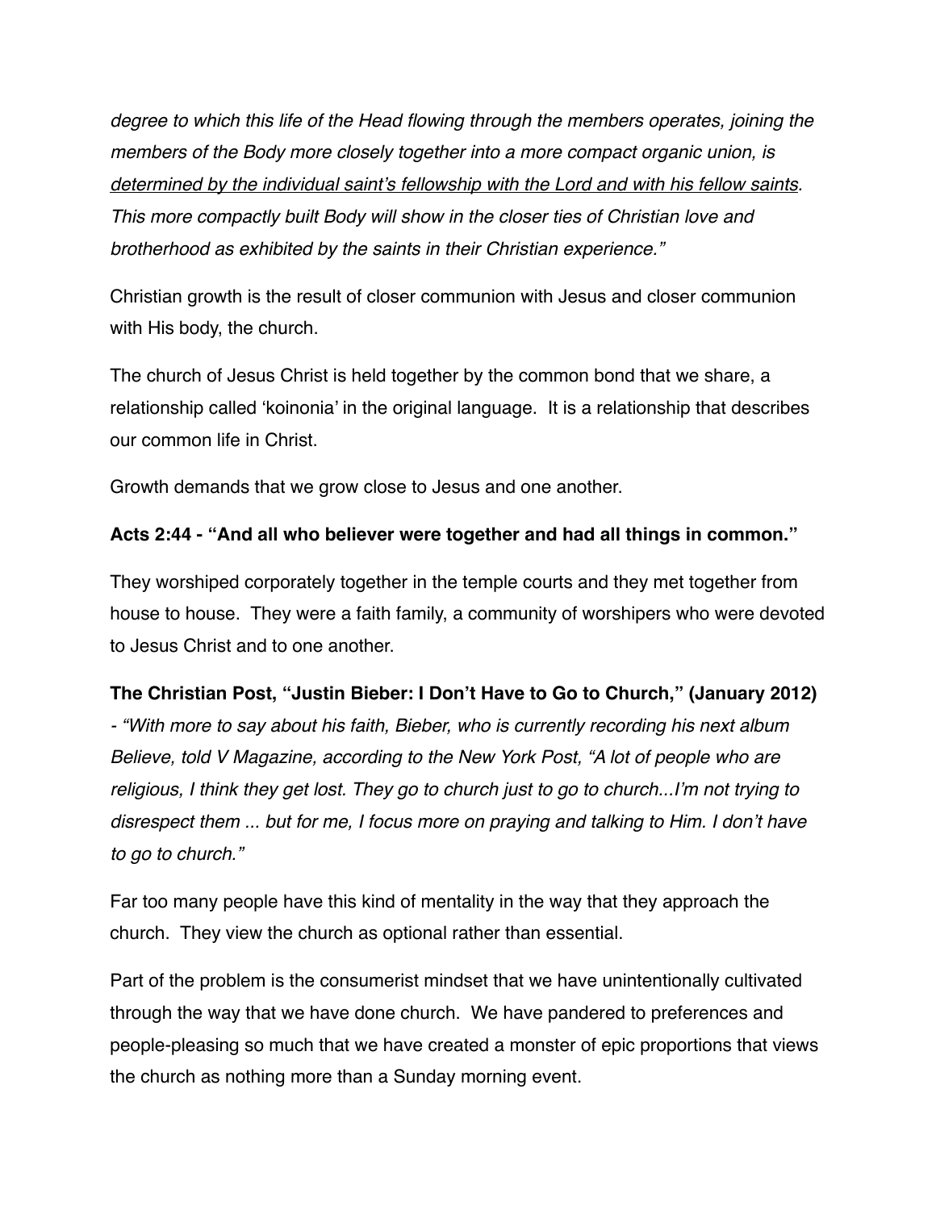*degree to which this life of the Head flowing through the members operates, joining the members of the Body more closely together into a more compact organic union, is <u>determined by the individual saint's fellowship with the Lord and with his fellow saints</u>. This more compactly built Body will show in the closer ties of Christian love and brotherhood as exhibited by the saints in their Christian experience."*

Christian growth is the result of closer communion with Jesus and closer communion with His body, the church.

The church of Jesus Christ is held together by the common bond that we share, a relationship called 'koinonia' in the original language. It is a relationship that describes our common life in Christ.

Growth demands that we grow close to Jesus and one another.

**Acts 2:44 - "And all who believer were together and had all things in common."**

They worshiped corporately together in the temple courts and they met together from house to house. They were a faith family, a community of worshipers who were devoted to Jesus Christ and to one another.

**The Christian Post, "Justin Bieber: I Don't Have to Go to Church," (January 2012)** *- "With more to say about his faith, Bieber, who is currently recording his next album Believe, told V Magazine, according to the New York Post, "A lot of people who are religious, I think they get lost. They go to church just to go to church...I'm not trying to disrespect them ... but for me, I focus more on praying and talking to Him. I don't have to go to church."*

Far too many people have this kind of mentality in the way that they approach the church. They view the church as optional rather than essential.

Part of the problem is the consumerist mindset that we have unintentionally cultivated through the way that we have done church. We have pandered to preferences and people-pleasing so much that we have created a monster of epic proportions that views the church as nothing more than a Sunday morning event.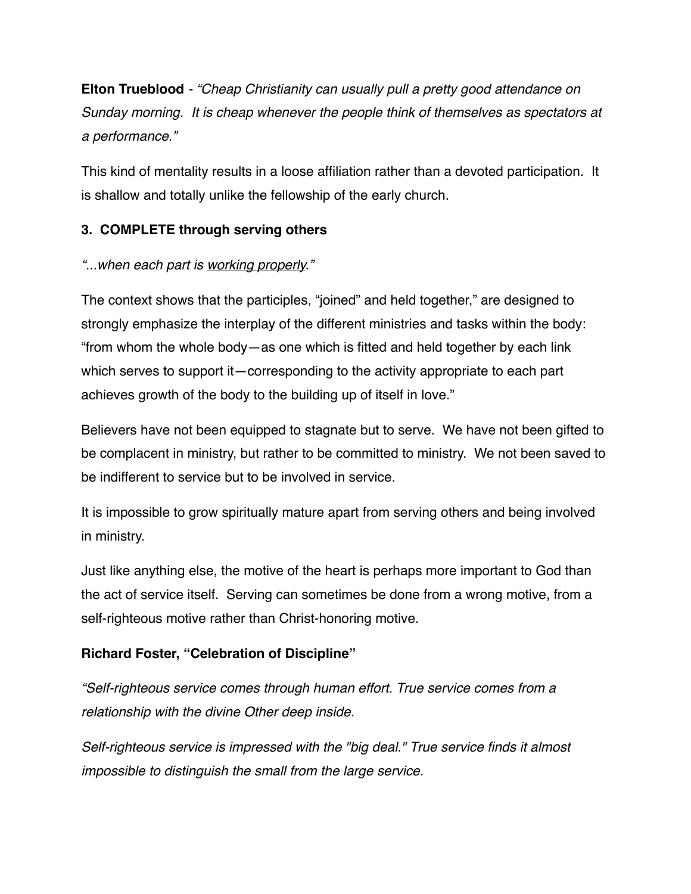**Elton Trueblood** - *"Cheap Christianity can usually pull a pretty good attendance on Sunday morning. It is cheap whenever the people think of themselves as spectators at a performance."*

This kind of mentality results in a loose affiliation rather than a devoted participation. It is shallow and totally unlike the fellowship of the early church.

**3. COMPLETE through serving others**

*"...when each part is <u>working properly</u>."*

The context shows that the participles, "joined" and held together," are designed to strongly emphasize the interplay of the different ministries and tasks within the body: "from whom the whole body—as one which is fitted and held together by each link which serves to support it—corresponding to the activity appropriate to each part achieves growth of the body to the building up of itself in love."

Believers have not been equipped to stagnate but to serve. We have not been gifted to be complacent in ministry, but rather to be committed to ministry. We not been saved to be indifferent to service but to be involved in service.

It is impossible to grow spiritually mature apart from serving others and being involved in ministry.

Just like anything else, the motive of the heart is perhaps more important to God than the act of service itself. Serving can sometimes be done from a wrong motive, from a self-righteous motive rather than Christ-honoring motive.

**Richard Foster, "Celebration of Discipline"**

*"Self-righteous service comes through human effort. True service comes from a relationship with the divine Other deep inside.*

*Self-righteous service is impressed with the "big deal." True service finds it almost impossible to distinguish the small from the large service.*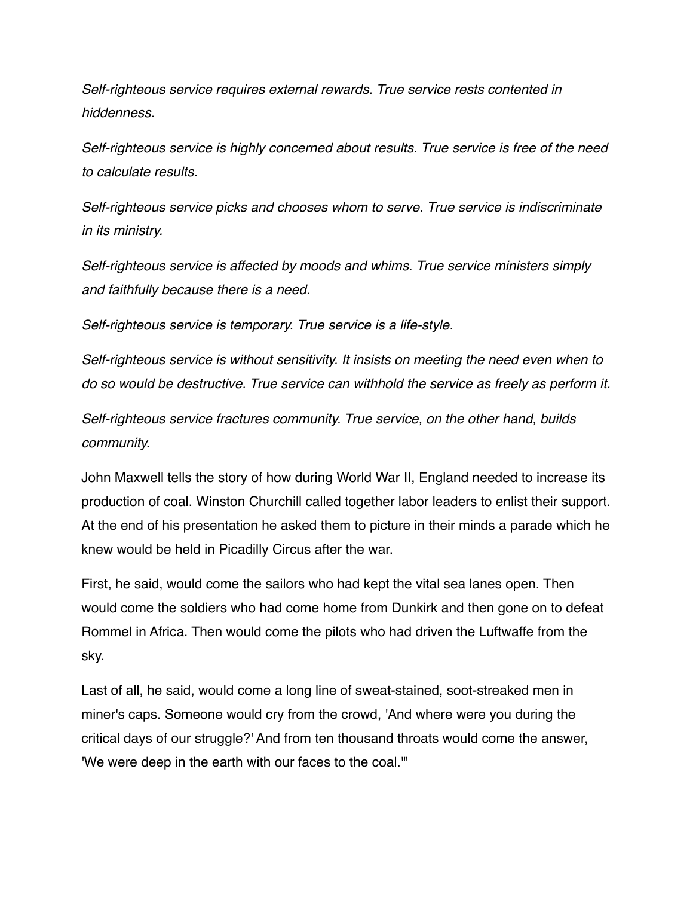*Self-righteous service requires external rewards. True service rests contented in hiddenness.*

*Self-righteous service is highly concerned about results. True service is free of the need to calculate results.*

*Self-righteous service picks and chooses whom to serve. True service is indiscriminate in its ministry.*

*Self-righteous service is affected by moods and whims. True service ministers simply and faithfully because there is a need.*

*Self-righteous service is temporary. True service is a life-style.*

*Self-righteous service is without sensitivity. It insists on meeting the need even when to do so would be destructive. True service can withhold the service as freely as perform it.*

*Self-righteous service fractures community. True service, on the other hand, builds community.*

John Maxwell tells the story of how during World War II, England needed to increase its production of coal. Winston Churchill called together labor leaders to enlist their support. At the end of his presentation he asked them to picture in their minds a parade which he knew would be held in Picadilly Circus after the war.

First, he said, would come the sailors who had kept the vital sea lanes open. Then would come the soldiers who had come home from Dunkirk and then gone on to defeat Rommel in Africa. Then would come the pilots who had driven the Luftwaffe from the sky.

Last of all, he said, would come a long line of sweat-stained, soot-streaked men in miner's caps. Someone would cry from the crowd, 'And where were you during the critical days of our struggle?' And from ten thousand throats would come the answer, 'We were deep in the earth with our faces to the coal.'"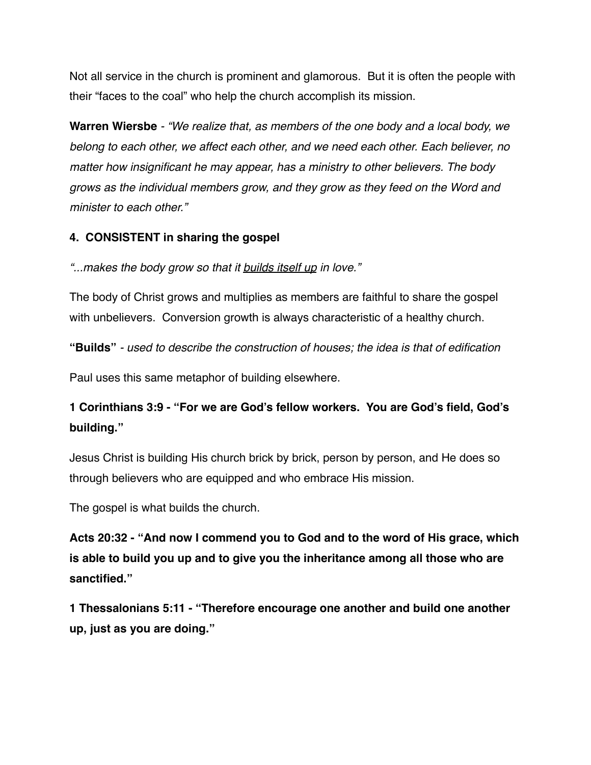Not all service in the church is prominent and glamorous. But it is often the people with their "faces to the coal" who help the church accomplish its mission.

**Warren Wiersbe** - *"We realize that, as members of the one body and a local body, we belong to each other, we affect each other, and we need each other. Each believer, no matter how insignificant he may appear, has a ministry to other believers. The body grows as the individual members grow, and they grow as they feed on the Word and minister to each other."*

**4. CONSISTENT in sharing the gospel**

*"...makes the body grow so that it <u>builds itself up</u> in love."*

The body of Christ grows and multiplies as members are faithful to share the gospel with unbelievers. Conversion growth is always characteristic of a healthy church.

**"Builds"** - *used to describe the construction of houses; the idea is that of edification*

Paul uses this same metaphor of building elsewhere.

**1 Corinthians 3:9 - "For we are God's fellow workers. You are God's field, God's building."**

Jesus Christ is building His church brick by brick, person by person, and He does so through believers who are equipped and who embrace His mission.

The gospel is what builds the church.

**Acts 20:32 - "And now I commend you to God and to the word of His grace, which is able to build you up and to give you the inheritance among all those who are sanctified."**

**1 Thessalonians 5:11 - "Therefore encourage one another and build one another up, just as you are doing."**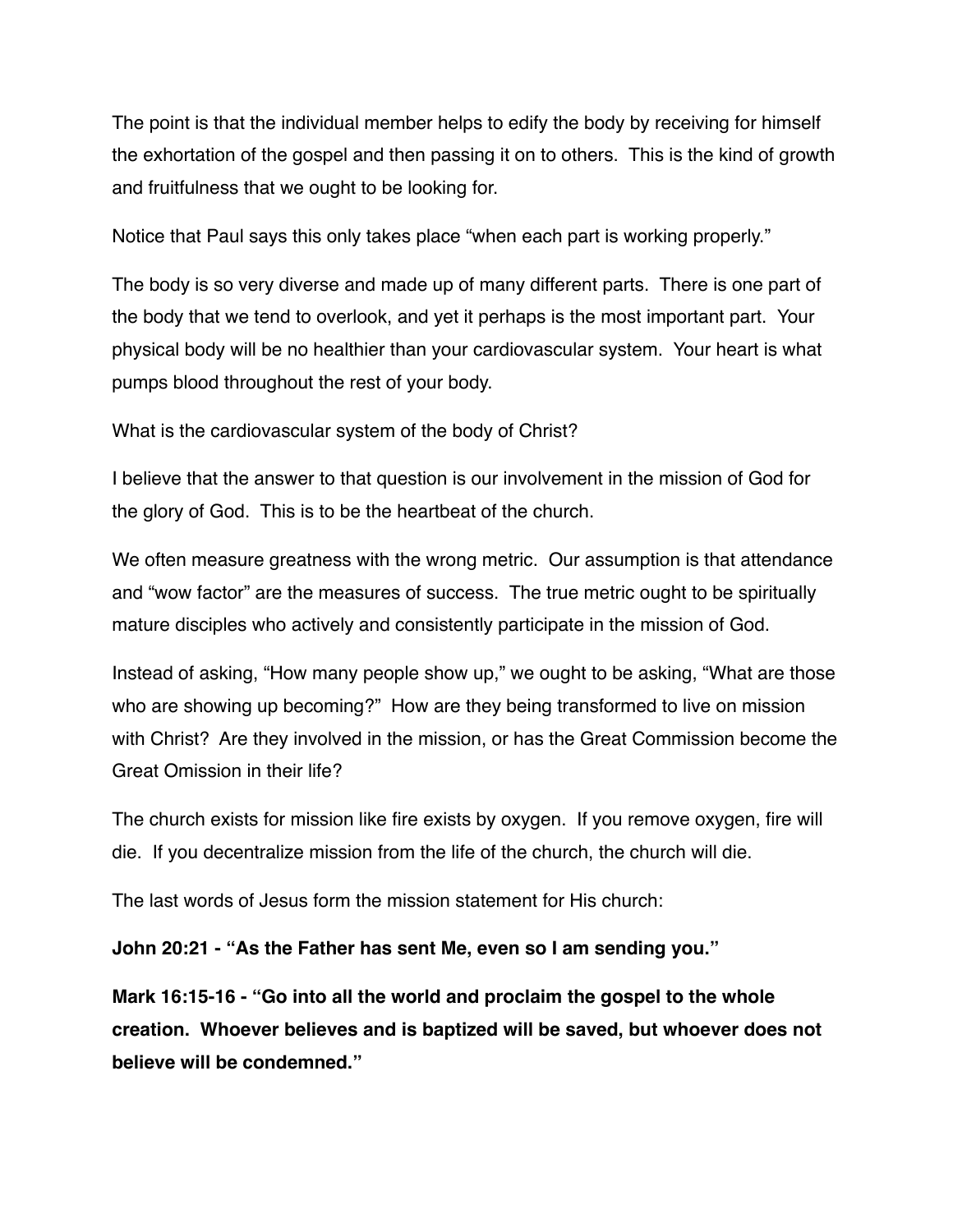The point is that the individual member helps to edify the body by receiving for himself the exhortation of the gospel and then passing it on to others. This is the kind of growth and fruitfulness that we ought to be looking for.

Notice that Paul says this only takes place "when each part is working properly."

The body is so very diverse and made up of many different parts. There is one part of the body that we tend to overlook, and yet it perhaps is the most important part. Your physical body will be no healthier than your cardiovascular system. Your heart is what pumps blood throughout the rest of your body.

What is the cardiovascular system of the body of Christ?

I believe that the answer to that question is our involvement in the mission of God for the glory of God. This is to be the heartbeat of the church.

We often measure greatness with the wrong metric. Our assumption is that attendance and "wow factor" are the measures of success. The true metric ought to be spiritually mature disciples who actively and consistently participate in the mission of God.

Instead of asking, "How many people show up," we ought to be asking, "What are those who are showing up becoming?" How are they being transformed to live on mission with Christ? Are they involved in the mission, or has the Great Commission become the Great Omission in their life?

The church exists for mission like fire exists by oxygen. If you remove oxygen, fire will die. If you decentralize mission from the life of the church, the church will die.

The last words of Jesus form the mission statement for His church:

**John 20:21 - "As the Father has sent Me, even so I am sending you."**

**Mark 16:15-16 - "Go into all the world and proclaim the gospel to the whole creation. Whoever believes and is baptized will be saved, but whoever does not believe will be condemned."**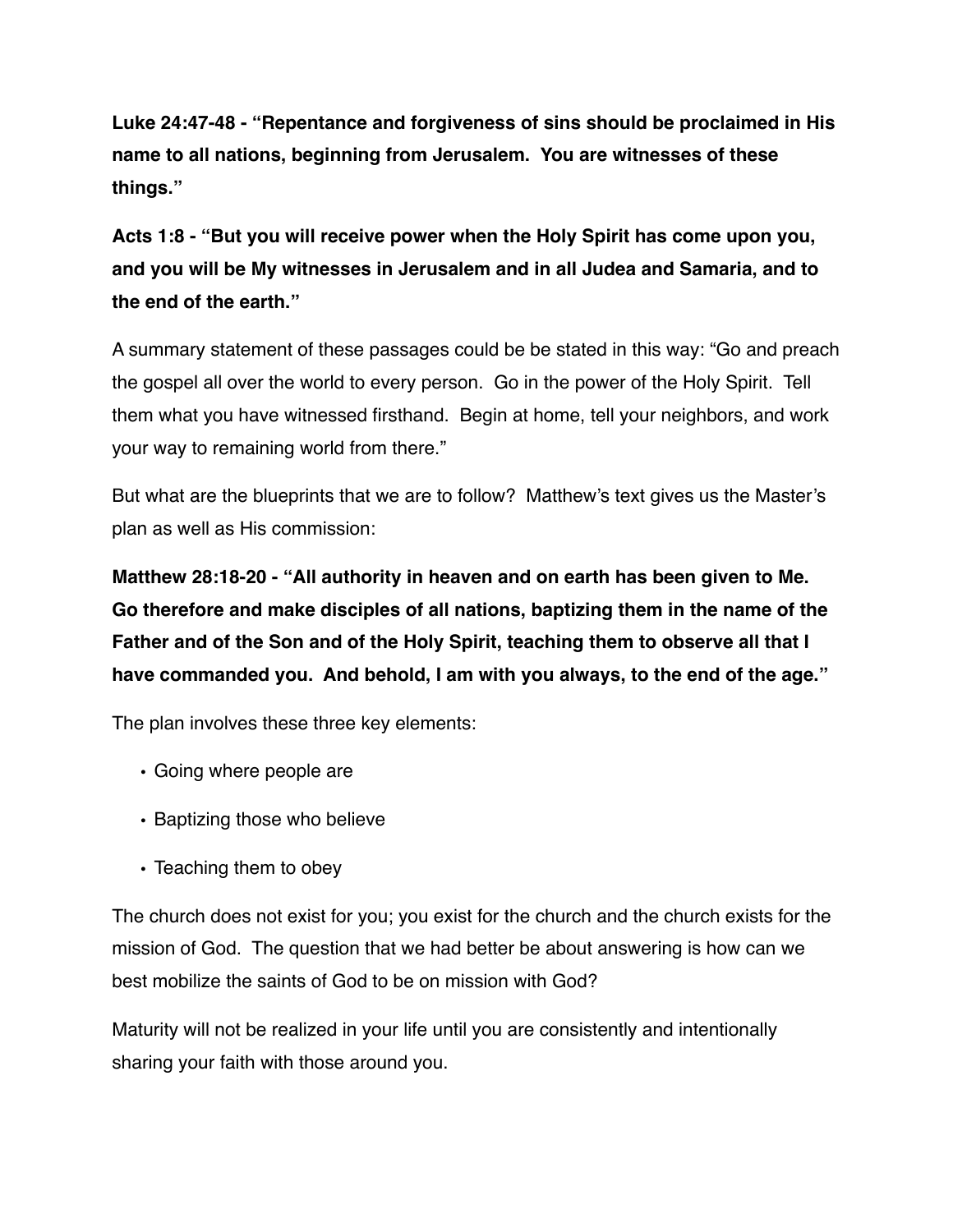**Luke 24:47-48 - "Repentance and forgiveness of sins should be proclaimed in His name to all nations, beginning from Jerusalem. You are witnesses of these things."**

**Acts 1:8 - "But you will receive power when the Holy Spirit has come upon you, and you will be My witnesses in Jerusalem and in all Judea and Samaria, and to the end of the earth."**

A summary statement of these passages could be be stated in this way: "Go and preach the gospel all over the world to every person. Go in the power of the Holy Spirit. Tell them what you have witnessed firsthand. Begin at home, tell your neighbors, and work your way to remaining world from there."

But what are the blueprints that we are to follow? Matthew's text gives us the Master's plan as well as His commission:

**Matthew 28:18-20 - "All authority in heaven and on earth has been given to Me. Go therefore and make disciples of all nations, baptizing them in the name of the Father and of the Son and of the Holy Spirit, teaching them to observe all that I have commanded you. And behold, I am with you always, to the end of the age."**

The plan involves these three key elements:

- Going where people are
- Baptizing those who believe
- Teaching them to obey

The church does not exist for you; you exist for the church and the church exists for the mission of God. The question that we had better be about answering is how can we best mobilize the saints of God to be on mission with God?

Maturity will not be realized in your life until you are consistently and intentionally sharing your faith with those around you.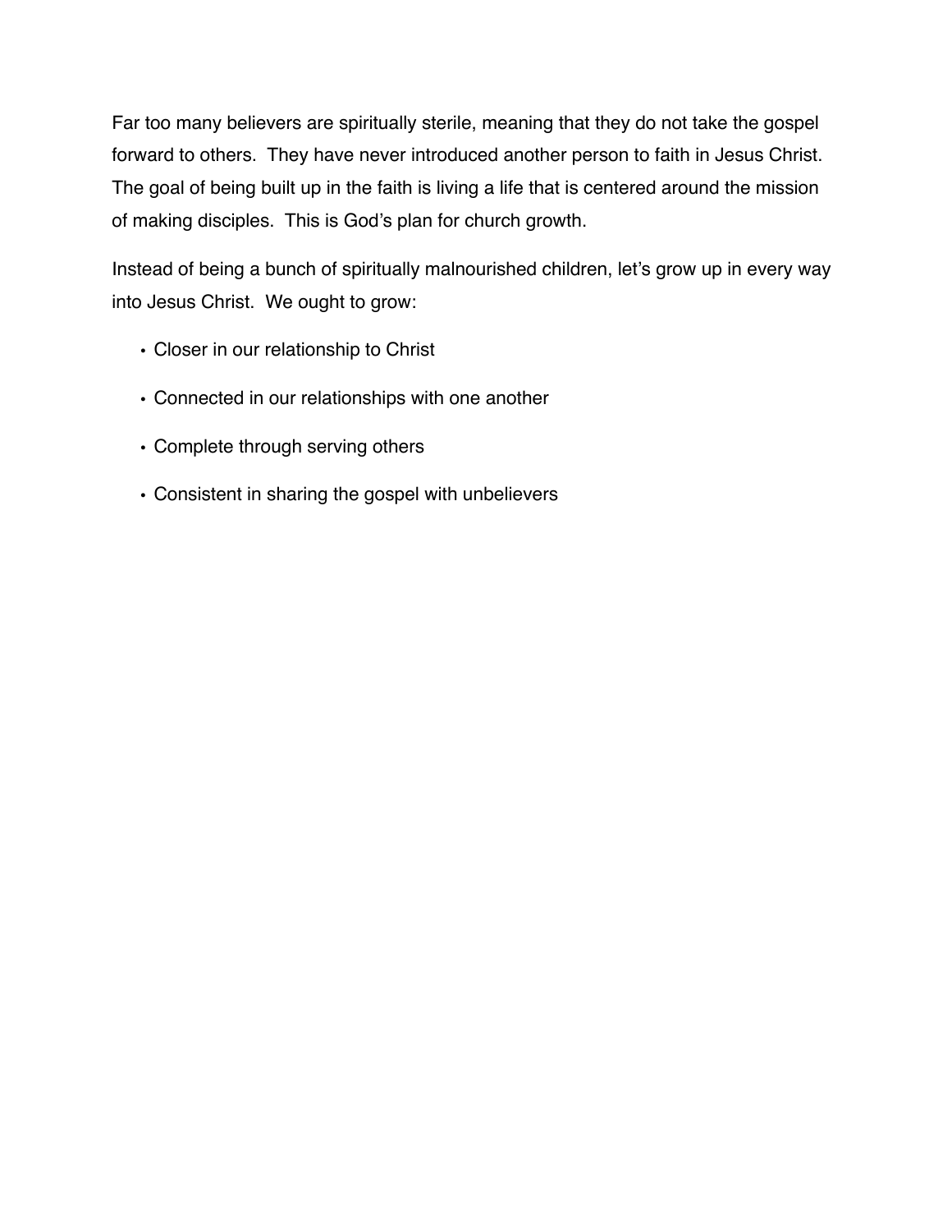Far too many believers are spiritually sterile, meaning that they do not take the gospel forward to others. They have never introduced another person to faith in Jesus Christ. The goal of being built up in the faith is living a life that is centered around the mission of making disciples. This is God's plan for church growth.

Instead of being a bunch of spiritually malnourished children, let's grow up in every way into Jesus Christ. We ought to grow:

- Closer in our relationship to Christ
- Connected in our relationships with one another
- Complete through serving others
- Consistent in sharing the gospel with unbelievers